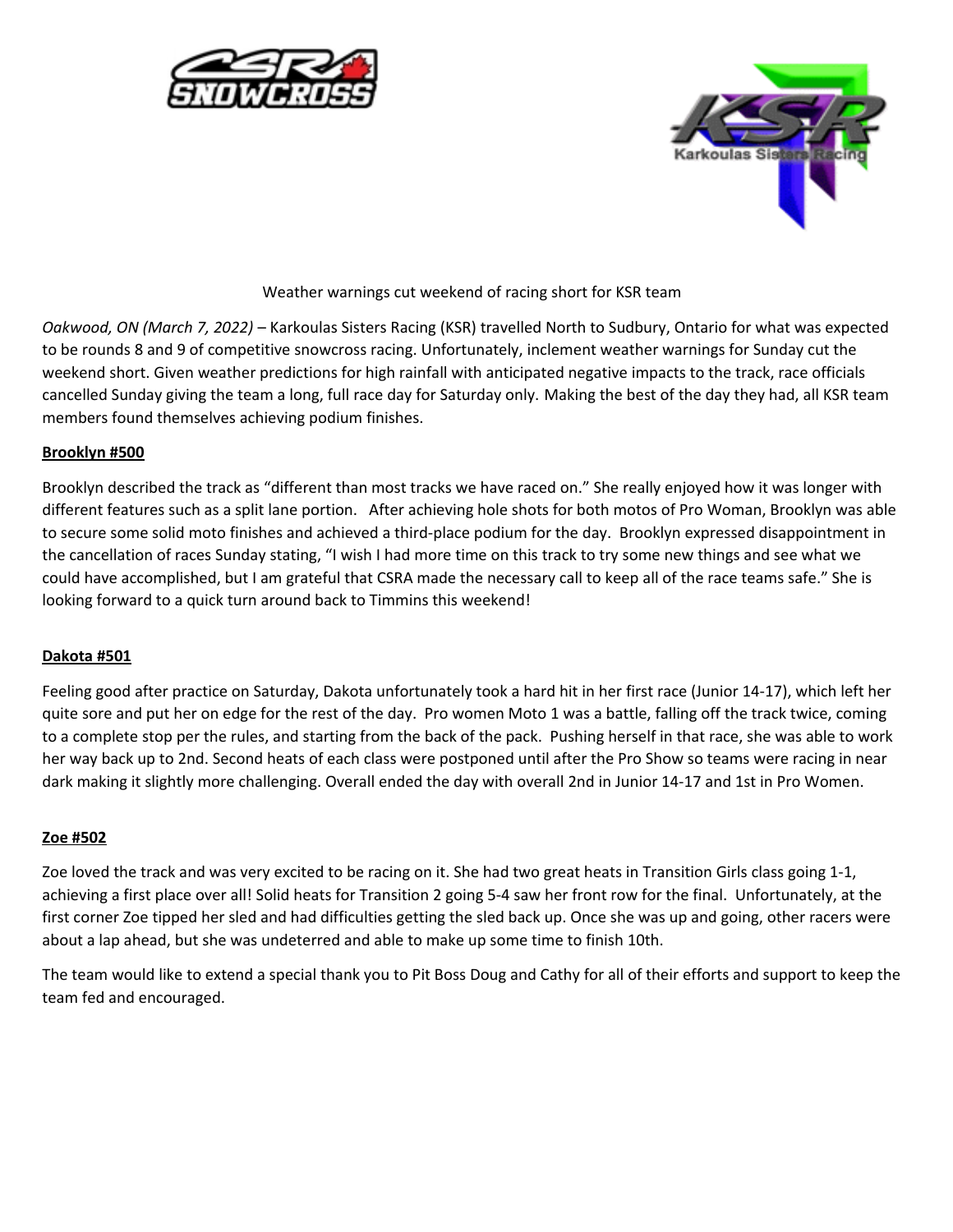Weather warnings cut weekend of racing short for KSR team

*Oakwood, ON (March 7, 2022)* – Karkoulas Sisters Racing (KSR) travelled North to Sudbury, Ontario for what was expected to be rounds 8 and 9 of competitive snowcross racing. Unfortunately, inclement weather warnings for Sunday cut the weekend short. Given weather predictions for high rainfall with anticipated negative impacts to the track, race officials cancelled Sunday giving the team a long, full race day for Saturday only. Making the best of the day they had, all KSR team members found themselves achieving podium finishes.

**Brooklyn #500**

Brooklyn described the track as "different than most tracks we have raced on." She really enjoyed how it was longer with different features such as a split lane portion. After achieving hole shots for both motos of Pro Woman, Brooklyn was able to secure some solid moto finishes and achieved a third-place podium for the day. Brooklyn expressed disappointment in the cancellation of races Sunday stating, "I wish I had more time on this track to try some new things and see what we could have accomplished, but I am grateful that CSRA made the necessary call to keep all of the race teams safe." She is looking forward to a quick turn around back to Timmins this weekend!

**Dakota #501**

Feeling good after practice on Saturday, Dakota unfortunately took a hard hit in her first race (Junior 14-17), which left her quite sore and put her on edge for the rest of the day. Pro women Moto 1 was a battle, falling off the track twice, coming to a complete stop per the rules, and starting from the back of the pack. Pushing herself in that race, she was able to work her way back up to 2nd. Second heats of each class were postponed until after the Pro Show so teams were racing in near dark making it slightly more challenging. Overall ended the day with overall 2nd in Junior 14-17 and 1st in Pro Women.

**Zoe #502**

Zoe loved the track and was very excited to be racing on it. She had two great heats in Transition Girls class going 1-1, achieving a first place over all! Solid heats for Transition 2 going 5-4 saw her front row for the final. Unfortunately, at the first corner Zoe tipped her sled and had difficulties getting the sled back up. Once she was up and going, other racers were about a lap ahead, but she was undeterred and able to make up some time to finish 10th.

The team would like to extend a special thank you to Pit Boss Doug and Cathy for all of their efforts and support to keep the team fed and encouraged.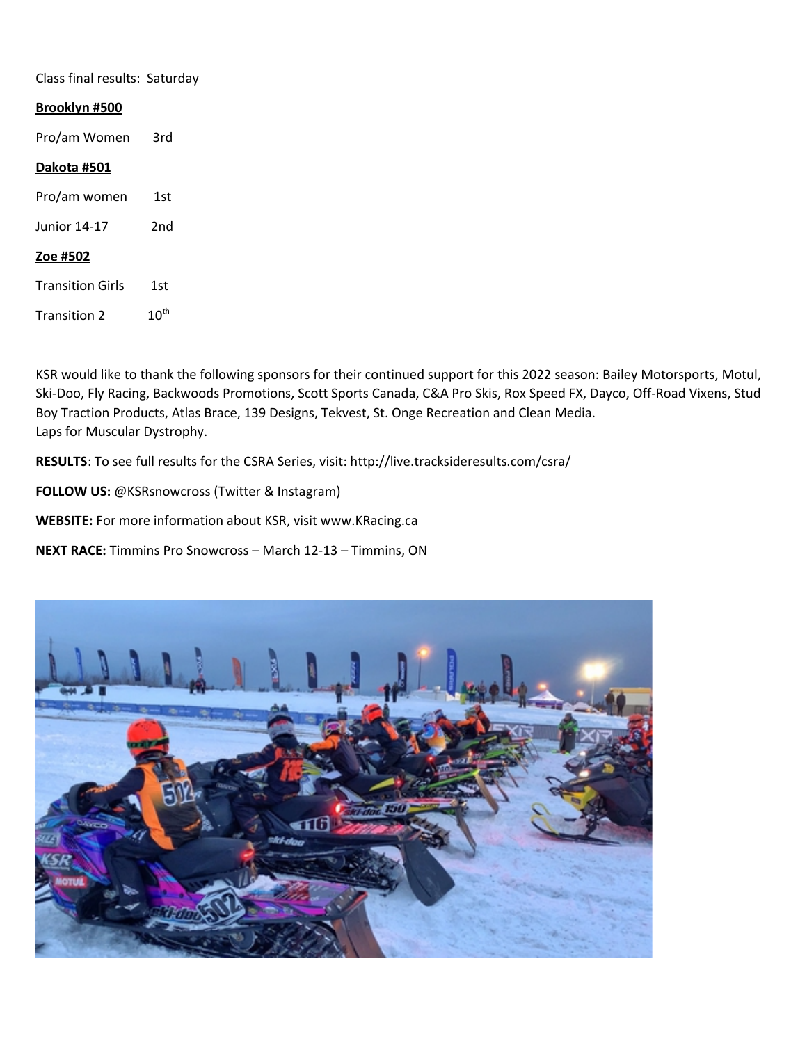Class final results: Saturday

**Brooklyn #500**

| | |
|---|---|
| Pro/am Women | 3rd |

**Dakota #501**

| | |
|---|---|
| Pro/am women | 1st |
| Junior 14-17 | 2nd |

**Zoe #502**

| | |
|---|---|
| Transition Girls | 1st |
| Transition 2 | 10th |

KSR would like to thank the following sponsors for their continued support for this 2022 season: Bailey Motorsports, Motul, Ski-Doo, Fly Racing, Backwoods Promotions, Scott Sports Canada, C&A Pro Skis, Rox Speed FX, Dayco, Off-Road Vixens, Stud Boy Traction Products, Atlas Brace, 139 Designs, Tekvest, St. Onge Recreation and Clean Media.
Laps for Muscular Dystrophy.

**RESULTS**: To see full results for the CSRA Series, visit: http://live.tracksideresults.com/csra/

**FOLLOW US:** @KSRsnowcross (Twitter & Instagram)

**WEBSITE:** For more information about KSR, visit www.KRacing.ca

**NEXT RACE:** Timmins Pro Snowcross – March 12-13 – Timmins, ON